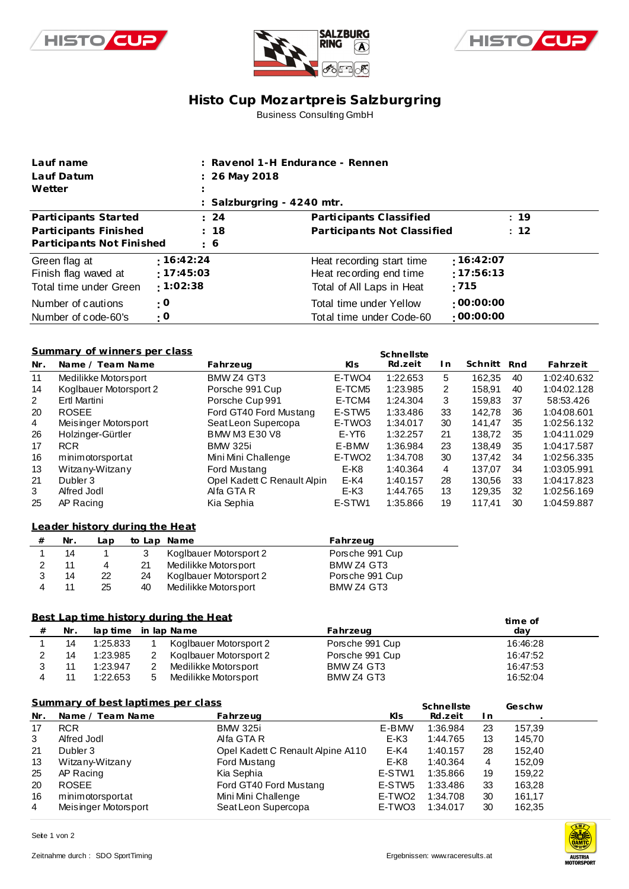# Histo Cup Mozartpreis Salzburgring

Business Consulting GmbH

| | |
|---|---|
| **Lauf name** | **: Ravenol 1-H Endurance - Rennen** |
| **Lauf Datum** | **: 26 May 2018** |
| **Wetter** | **:** |
| | **: Salzburgring - 4240 mtr.** |

| | | | |
|---|---|---|---|
| **Participants Started** | **: 24** | **Participants Classified** | **: 19** |
| **Participants Finished** | **: 18** | **Participants Not Classified** | **: 12** |
| **Participants Not Finished** | **: 6** | | |

| | | | |
|---|---|---|---|
| Green flag at | **: 16:42:24** | Heat recording start time | **: 16:42:07** |
| Finish flag waved at | **: 17:45:03** | Heat recording end time | **: 17:56:13** |
| Total time under Green | **: 1:02:38** | Total of All Laps in Heat | **: 715** |
| Number of cautions | **: 0** | Total time under Yellow | **: 00:00:00** |
| Number of code-60's | **: 0** | Total time under Code-60 | **: 00:00:00** |

## Summary of winners per class

| Nr. | Name / Team Name | Fahrzeug | Kls | Schnellste Rd.zeit | In | Schnitt | Rnd | Fahrzeit |
|---|---|---|---|---|---|---|---|---|
| 11 | Medilikke Motorsport | BMW Z4 GT3 | E-TWO4 | 1:22.653 | 5 | 162,35 | 40 | 1:02:40.632 |
| 14 | Koglbauer Motorsport 2 | Porsche 991 Cup | E-TCM5 | 1:23.985 | 2 | 158,91 | 40 | 1:04:02.128 |
| 2 | Ertl Martini | Porsche Cup 991 | E-TCM4 | 1:24.304 | 3 | 159,83 | 37 | 58:53.426 |
| 20 | ROSEE | Ford GT40 Ford Mustang | E-STW5 | 1:33.486 | 33 | 142,78 | 36 | 1:04:08.601 |
| 4 | Meisinger Motorsport | Seat Leon Supercopa | E-TWO3 | 1:34.017 | 30 | 141,47 | 35 | 1:02:56.132 |
| 26 | Holzinger-Gürtler | BMW M3 E30 V8 | E-YT6 | 1:32.257 | 21 | 138,72 | 35 | 1:04:11.029 |
| 17 | RCR | BMW 325i | E-BMW | 1:36.984 | 23 | 138,49 | 35 | 1:04:17.587 |
| 16 | minimotorsport.at | Mini Mini Challenge | E-TWO2 | 1:34.708 | 30 | 137,42 | 34 | 1:02:56.335 |
| 13 | Witzany-Witzany | Ford Mustang | E-K8 | 1:40.364 | 4 | 137,07 | 34 | 1:03:05.991 |
| 21 | Dubler 3 | Opel Kadett C Renault Alpin | E-K4 | 1:40.157 | 28 | 130,56 | 33 | 1:04:17.823 |
| 3 | Alfred Jodl | Alfa GTA R | E-K3 | 1:44.765 | 13 | 129,35 | 32 | 1:02:56.169 |
| 25 | AP Racing | Kia Sephia | E-STW1 | 1:35.866 | 19 | 117,41 | 30 | 1:04:59.887 |

## Leader history during the Heat

| # | Nr. | Lap | to Lap | Name | Fahrzeug |
|---|---|---|---|---|---|
| 1 | 14 | 1 | 3 | Koglbauer Motorsport 2 | Porsche 991 Cup |
| 2 | 11 | 4 | 21 | Medilikke Motorsport | BMW Z4 GT3 |
| 3 | 14 | 22 | 24 | Koglbauer Motorsport 2 | Porsche 991 Cup |
| 4 | 11 | 25 | 40 | Medilikke Motorsport | BMW Z4 GT3 |

## Best Lap time history during the Heat

| # | Nr. | lap time | in lap | Name | Fahrzeug | time of day |
|---|---|---|---|---|---|---|
| 1 | 14 | 1:25.833 | 1 | Koglbauer Motorsport 2 | Porsche 991 Cup | 16:46:28 |
| 2 | 14 | 1:23.985 | 2 | Koglbauer Motorsport 2 | Porsche 991 Cup | 16:47:52 |
| 3 | 11 | 1:23.947 | 2 | Medilikke Motorsport | BMW Z4 GT3 | 16:47:53 |
| 4 | 11 | 1:22.653 | 5 | Medilikke Motorsport | BMW Z4 GT3 | 16:52:04 |

## Summary of best laptimes per class

| Nr. | Name / Team Name | Fahrzeug | Kls | Schnellste Rd.zeit | In | Geschw. |
|---|---|---|---|---|---|---|
| 17 | RCR | BMW 325i | E-BMW | 1:36.984 | 23 | 157,39 |
| 3 | Alfred Jodl | Alfa GTA R | E-K3 | 1:44.765 | 13 | 145,70 |
| 21 | Dubler 3 | Opel Kadett C Renault Alpine A110 | E-K4 | 1:40.157 | 28 | 152,40 |
| 13 | Witzany-Witzany | Ford Mustang | E-K8 | 1:40.364 | 4 | 152,09 |
| 25 | AP Racing | Kia Sephia | E-STW1 | 1:35.866 | 19 | 159,22 |
| 20 | ROSEE | Ford GT40 Ford Mustang | E-STW5 | 1:33.486 | 33 | 163,28 |
| 16 | minimotorsport.at | Mini Mini Challenge | E-TWO2 | 1:34.708 | 30 | 161,17 |
| 4 | Meisinger Motorsport | Seat Leon Supercopa | E-TWO3 | 1:34.017 | 30 | 162,35 |

Zeitnahme durch : SDO SportTiming

Ergebnissen: www.raceresults.at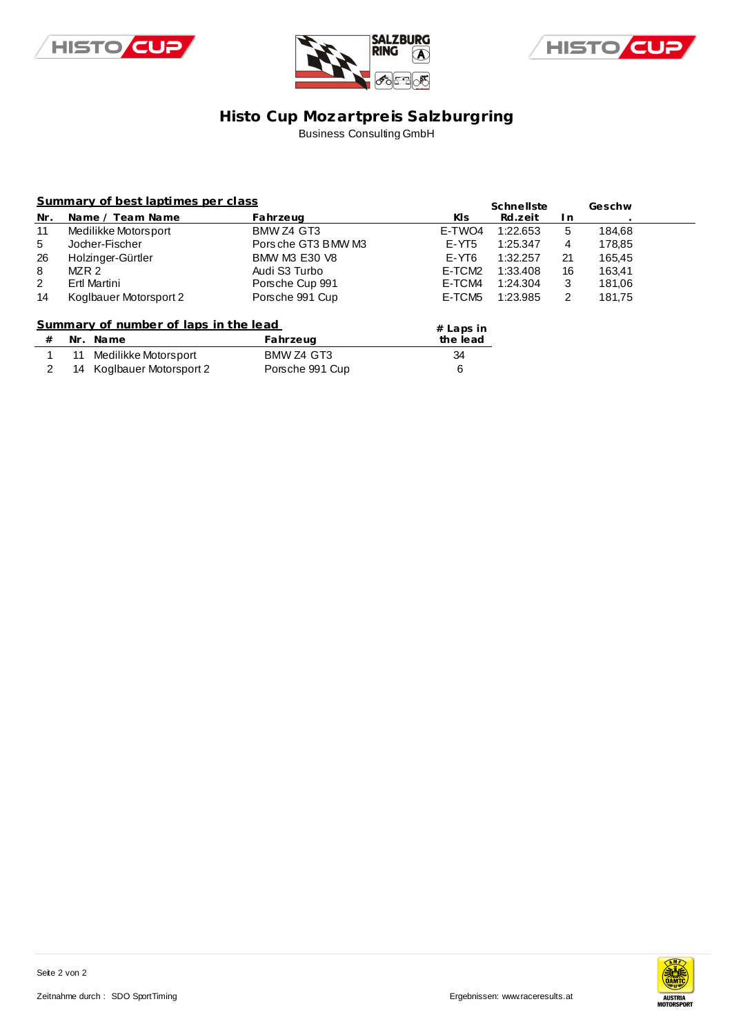# Histo Cup Mozartpreis Salzburgring

Business Consulting GmbH

## Summary of best laptimes per class

| Nr. | Name / Team Name | Fahrzeug | Kls | Schnellste Rd.zeit | In | Geschw. |
|---|---|---|---|---|---|---|
| 11 | Medilikke Motorsport | BMW Z4 GT3 | E-TWO4 | 1:22.653 | 5 | 184,68 |
| 5 | Jocher-Fischer | Porsche GT3 BMW M3 | E-YT5 | 1:25.347 | 4 | 178,85 |
| 26 | Holzinger-Gürtler | BMW M3 E30 V8 | E-YT6 | 1:32.257 | 21 | 165,45 |
| 8 | MZR 2 | Audi S3 Turbo | E-TCM2 | 1:33.408 | 16 | 163,41 |
| 2 | Ertl Martini | Porsche Cup 991 | E-TCM4 | 1:24.304 | 3 | 181,06 |
| 14 | Koglbauer Motorsport 2 | Porsche 991 Cup | E-TCM5 | 1:23.985 | 2 | 181,75 |

## Summary of number of laps in the lead

| # | Nr. | Name | Fahrzeug | # Laps in the lead |
|---|---|---|---|---|
| 1 | 11 | Medilikke Motorsport | BMW Z4 GT3 | 34 |
| 2 | 14 | Koglbauer Motorsport 2 | Porsche 991 Cup | 6 |

Zeitnahme durch : SDO SportTiming

Ergebnissen: www.raceresults.at